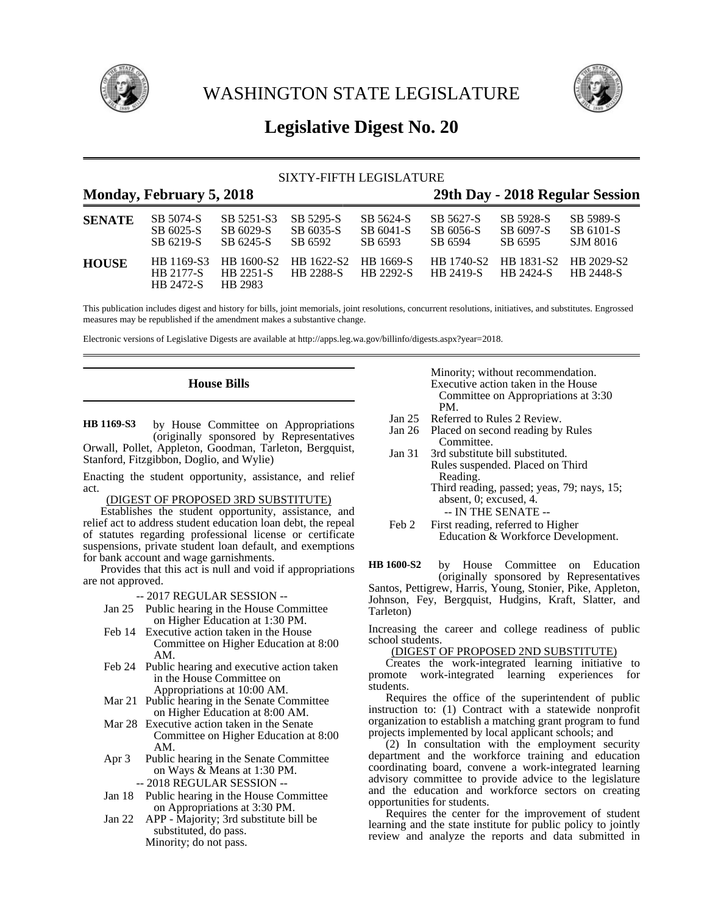# WASHINGTON STATE LEGISLATURE

## Legislative Digest No. 20

SIXTY-FIFTH LEGISLATURE

**Monday, February 5, 2018** — **29th Day - 2018 Regular Session**

| | | | | | | | |
|---|---|---|---|---|---|---|---|
| **SENATE** | SB 5074-S | SB 5251-S3 | SB 5295-S | SB 5624-S | SB 5627-S | SB 5928-S | SB 5989-S |
| | SB 6025-S | SB 6029-S | SB 6035-S | SB 6041-S | SB 6056-S | SB 6097-S | SB 6101-S |
| | SB 6219-S | SB 6245-S | SB 6592 | SB 6593 | SB 6594 | SB 6595 | SJM 8016 |
| **HOUSE** | HB 1169-S3 | HB 1600-S2 | HB 1622-S2 | HB 1669-S | HB 1740-S2 | HB 1831-S2 | HB 2029-S2 |
| | HB 2177-S | HB 2251-S | HB 2288-S | HB 2292-S | HB 2419-S | HB 2424-S | HB 2448-S |
| | HB 2472-S | HB 2983 | | | | | |

This publication includes digest and history for bills, joint memorials, joint resolutions, concurrent resolutions, initiatives, and substitutes. Engrossed measures may be republished if the amendment makes a substantive change.

Electronic versions of Legislative Digests are available at http://apps.leg.wa.gov/billinfo/digests.aspx?year=2018.

### House Bills

**HB 1169-S3** by House Committee on Appropriations (originally sponsored by Representatives Orwall, Pollet, Appleton, Goodman, Tarleton, Bergquist, Stanford, Fitzgibbon, Doglio, and Wylie)

Enacting the student opportunity, assistance, and relief act.

(DIGEST OF PROPOSED 3RD SUBSTITUTE)

Establishes the student opportunity, assistance, and relief act to address student education loan debt, the repeal of statutes regarding professional license or certificate suspensions, private student loan default, and exemptions for bank account and wage garnishments.

Provides that this act is null and void if appropriations are not approved.

-- 2017 REGULAR SESSION --

- Jan 25 Public hearing in the House Committee on Higher Education at 1:30 PM.
- Feb 14 Executive action taken in the House Committee on Higher Education at 8:00 AM.
- Feb 24 Public hearing and executive action taken in the House Committee on Appropriations at 10:00 AM.
- Mar 21 Public hearing in the Senate Committee on Higher Education at 8:00 AM.
- Mar 28 Executive action taken in the Senate Committee on Higher Education at 8:00 AM.
- Apr 3 Public hearing in the Senate Committee on Ways & Means at 1:30 PM.

-- 2018 REGULAR SESSION --

- Jan 18 Public hearing in the House Committee on Appropriations at 3:30 PM.
- Jan 22 APP - Majority; 3rd substitute bill be substituted, do pass. Minority; do not pass. Minority; without recommendation. Executive action taken in the House Committee on Appropriations at 3:30 PM.
- Jan 25 Referred to Rules 2 Review.
- Jan 26 Placed on second reading by Rules Committee.
- Jan 31 3rd substitute bill substituted. Rules suspended. Placed on Third Reading. Third reading, passed; yeas, 79; nays, 15; absent, 0; excused, 4.

-- IN THE SENATE --

- Feb 2 First reading, referred to Higher Education & Workforce Development.

**HB 1600-S2** by House Committee on Education (originally sponsored by Representatives Santos, Pettigrew, Harris, Young, Stonier, Pike, Appleton, Johnson, Fey, Bergquist, Hudgins, Kraft, Slatter, and Tarleton)

Increasing the career and college readiness of public school students.

(DIGEST OF PROPOSED 2ND SUBSTITUTE)

Creates the work-integrated learning initiative to promote work-integrated learning experiences for students.

Requires the office of the superintendent of public instruction to: (1) Contract with a statewide nonprofit organization to establish a matching grant program to fund projects implemented by local applicant schools; and

(2) In consultation with the employment security department and the workforce training and education coordinating board, convene a work-integrated learning advisory committee to provide advice to the legislature and the education and workforce sectors on creating opportunities for students.

Requires the center for the improvement of student learning and the state institute for public policy to jointly review and analyze the reports and data submitted in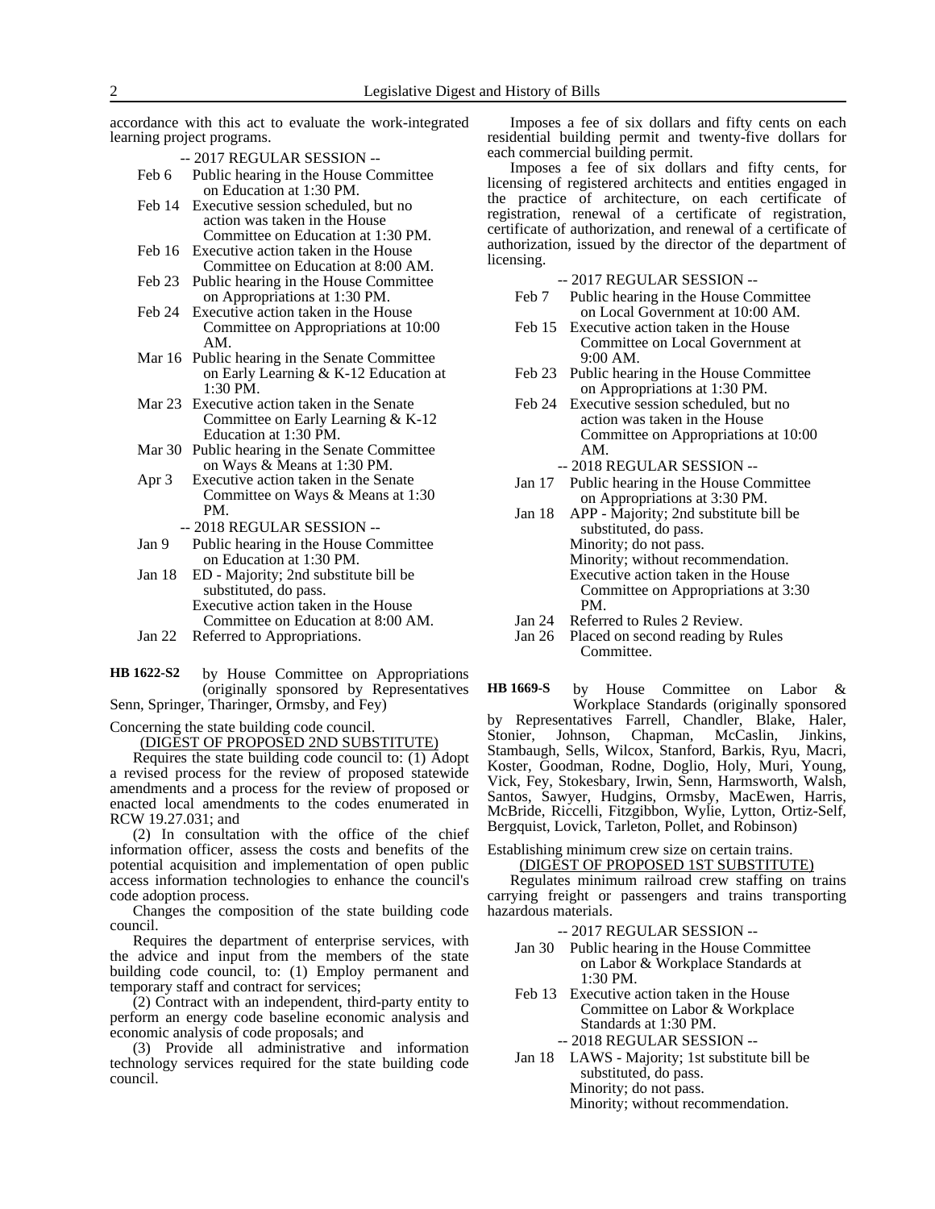accordance with this act to evaluate the work-integrated learning project programs.

-- 2017 REGULAR SESSION --

- Feb 6 Public hearing in the House Committee on Education at 1:30 PM.
- Feb 14 Executive session scheduled, but no action was taken in the House Committee on Education at 1:30 PM.
- Feb 16 Executive action taken in the House Committee on Education at 8:00 AM.
- Feb 23 Public hearing in the House Committee on Appropriations at 1:30 PM.
- Feb 24 Executive action taken in the House Committee on Appropriations at 10:00 AM.
- Mar 16 Public hearing in the Senate Committee on Early Learning & K-12 Education at 1:30 PM.
- Mar 23 Executive action taken in the Senate Committee on Early Learning & K-12 Education at 1:30 PM.
- Mar 30 Public hearing in the Senate Committee on Ways & Means at 1:30 PM.
- Apr 3 Executive action taken in the Senate Committee on Ways & Means at 1:30 PM.

-- 2018 REGULAR SESSION --

- Jan 9 Public hearing in the House Committee on Education at 1:30 PM.
- Jan 18 ED - Majority; 2nd substitute bill be substituted, do pass.
  Executive action taken in the House Committee on Education at 8:00 AM.
- Jan 22 Referred to Appropriations.

**HB 1622-S2** by House Committee on Appropriations (originally sponsored by Representatives Senn, Springer, Tharinger, Ormsby, and Fey)

Concerning the state building code council.

(DIGEST OF PROPOSED 2ND SUBSTITUTE)

Requires the state building code council to: (1) Adopt a revised process for the review of proposed statewide amendments and a process for the review of proposed or enacted local amendments to the codes enumerated in RCW 19.27.031; and

(2) In consultation with the office of the chief information officer, assess the costs and benefits of the potential acquisition and implementation of open public access information technologies to enhance the council's code adoption process.

Changes the composition of the state building code council.

Requires the department of enterprise services, with the advice and input from the members of the state building code council, to: (1) Employ permanent and temporary staff and contract for services;

(2) Contract with an independent, third-party entity to perform an energy code baseline economic analysis and economic analysis of code proposals; and

(3) Provide all administrative and information technology services required for the state building code council.

Imposes a fee of six dollars and fifty cents on each residential building permit and twenty-five dollars for each commercial building permit.

Imposes a fee of six dollars and fifty cents, for licensing of registered architects and entities engaged in the practice of architecture, on each certificate of registration, renewal of a certificate of registration, certificate of authorization, and renewal of a certificate of authorization, issued by the director of the department of licensing.

-- 2017 REGULAR SESSION --

- Feb 7 Public hearing in the House Committee on Local Government at 10:00 AM.
- Feb 15 Executive action taken in the House Committee on Local Government at 9:00 AM.
- Feb 23 Public hearing in the House Committee on Appropriations at 1:30 PM.
- Feb 24 Executive session scheduled, but no action was taken in the House Committee on Appropriations at 10:00 AM.

-- 2018 REGULAR SESSION --

- Jan 17 Public hearing in the House Committee on Appropriations at 3:30 PM.
- Jan 18 APP - Majority; 2nd substitute bill be substituted, do pass.
  Minority; do not pass.
  Minority; without recommendation.
  Executive action taken in the House Committee on Appropriations at 3:30 PM.
- Jan 24 Referred to Rules 2 Review.
- Jan 26 Placed on second reading by Rules Committee.

**HB 1669-S** by House Committee on Labor & Workplace Standards (originally sponsored by Representatives Farrell, Chandler, Blake, Haler, Stonier, Johnson, Chapman, McCaslin, Jinkins, Stambaugh, Sells, Wilcox, Stanford, Barkis, Ryu, Macri, Koster, Goodman, Rodne, Doglio, Holy, Muri, Young, Vick, Fey, Stokesbary, Irwin, Senn, Harmsworth, Walsh, Santos, Sawyer, Hudgins, Ormsby, MacEwen, Harris, McBride, Riccelli, Fitzgibbon, Wylie, Lytton, Ortiz-Self, Bergquist, Lovick, Tarleton, Pollet, and Robinson)

Establishing minimum crew size on certain trains.

(DIGEST OF PROPOSED 1ST SUBSTITUTE)

Regulates minimum railroad crew staffing on trains carrying freight or passengers and trains transporting hazardous materials.

-- 2017 REGULAR SESSION --

- Jan 30 Public hearing in the House Committee on Labor & Workplace Standards at 1:30 PM.
- Feb 13 Executive action taken in the House Committee on Labor & Workplace Standards at 1:30 PM.

-- 2018 REGULAR SESSION --

- Jan 18 LAWS - Majority; 1st substitute bill be substituted, do pass.
  Minority; do not pass.
  Minority; without recommendation.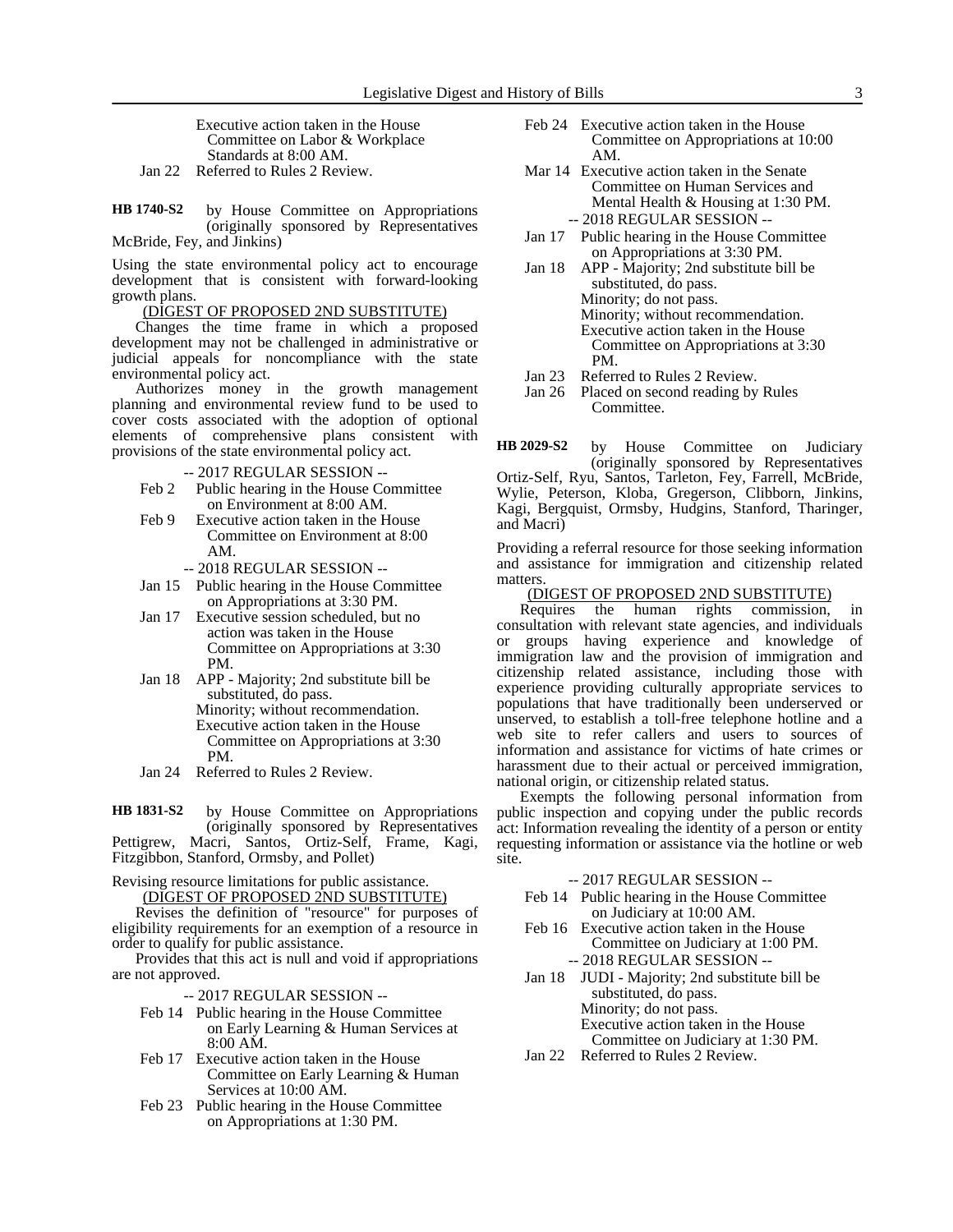Executive action taken in the House Committee on Labor & Workplace Standards at 8:00 AM.

Jan 22 Referred to Rules 2 Review.

**HB 1740-S2** by House Committee on Appropriations (originally sponsored by Representatives McBride, Fey, and Jinkins)

Using the state environmental policy act to encourage development that is consistent with forward-looking growth plans.

(DIGEST OF PROPOSED 2ND SUBSTITUTE)

Changes the time frame in which a proposed development may not be challenged in administrative or judicial appeals for noncompliance with the state environmental policy act.

Authorizes money in the growth management planning and environmental review fund to be used to cover costs associated with the adoption of optional elements of comprehensive plans consistent with provisions of the state environmental policy act.

-- 2017 REGULAR SESSION --

Feb 2 Public hearing in the House Committee on Environment at 8:00 AM.

Feb 9 Executive action taken in the House Committee on Environment at 8:00 AM.

-- 2018 REGULAR SESSION --

Jan 15 Public hearing in the House Committee on Appropriations at 3:30 PM.

Jan 17 Executive session scheduled, but no action was taken in the House Committee on Appropriations at 3:30 PM.

Jan 18 APP - Majority; 2nd substitute bill be substituted, do pass.
Minority; without recommendation.
Executive action taken in the House Committee on Appropriations at 3:30 PM.

Jan 24 Referred to Rules 2 Review.

**HB 1831-S2** by House Committee on Appropriations (originally sponsored by Representatives Pettigrew, Macri, Santos, Ortiz-Self, Frame, Kagi, Fitzgibbon, Stanford, Ormsby, and Pollet)

Revising resource limitations for public assistance.

(DIGEST OF PROPOSED 2ND SUBSTITUTE)

Revises the definition of "resource" for purposes of eligibility requirements for an exemption of a resource in order to qualify for public assistance.

Provides that this act is null and void if appropriations are not approved.

-- 2017 REGULAR SESSION --

Feb 14 Public hearing in the House Committee on Early Learning & Human Services at 8:00 AM.

Feb 17 Executive action taken in the House Committee on Early Learning & Human Services at 10:00 AM.

Feb 23 Public hearing in the House Committee on Appropriations at 1:30 PM.

Feb 24 Executive action taken in the House Committee on Appropriations at 10:00 AM.

Mar 14 Executive action taken in the Senate Committee on Human Services and Mental Health & Housing at 1:30 PM.

-- 2018 REGULAR SESSION --

Jan 17 Public hearing in the House Committee on Appropriations at 3:30 PM.

Jan 18 APP - Majority; 2nd substitute bill be substituted, do pass.
Minority; do not pass.
Minority; without recommendation.
Executive action taken in the House Committee on Appropriations at 3:30 PM.

Jan 23 Referred to Rules 2 Review.

Jan 26 Placed on second reading by Rules Committee.

**HB 2029-S2** by House Committee on Judiciary (originally sponsored by Representatives Ortiz-Self, Ryu, Santos, Tarleton, Fey, Farrell, McBride, Wylie, Peterson, Kloba, Gregerson, Clibborn, Jinkins, Kagi, Bergquist, Ormsby, Hudgins, Stanford, Tharinger, and Macri)

Providing a referral resource for those seeking information and assistance for immigration and citizenship related matters.

(DIGEST OF PROPOSED 2ND SUBSTITUTE)

Requires the human rights commission, in consultation with relevant state agencies, and individuals or groups having experience and knowledge of immigration law and the provision of immigration and citizenship related assistance, including those with experience providing culturally appropriate services to populations that have traditionally been underserved or unserved, to establish a toll-free telephone hotline and a web site to refer callers and users to sources of information and assistance for victims of hate crimes or harassment due to their actual or perceived immigration, national origin, or citizenship related status.

Exempts the following personal information from public inspection and copying under the public records act: Information revealing the identity of a person or entity requesting information or assistance via the hotline or web site.

-- 2017 REGULAR SESSION --

Feb 14 Public hearing in the House Committee on Judiciary at 10:00 AM.

Feb 16 Executive action taken in the House Committee on Judiciary at 1:00 PM.

-- 2018 REGULAR SESSION --

Jan 18 JUDI - Majority; 2nd substitute bill be substituted, do pass.
Minority; do not pass.
Executive action taken in the House Committee on Judiciary at 1:30 PM.

Jan 22 Referred to Rules 2 Review.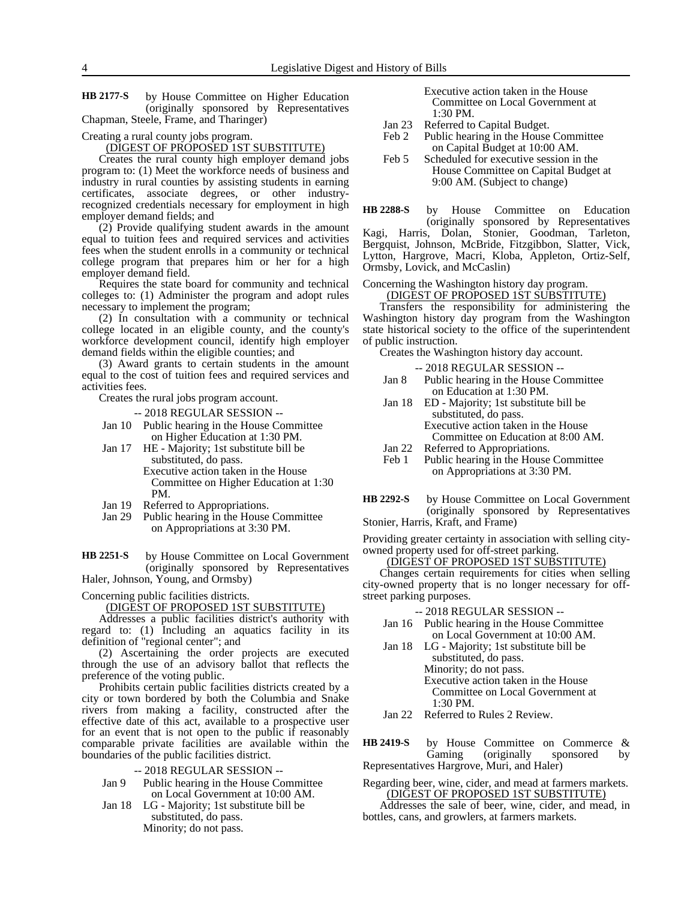**HB 2177-S** by House Committee on Higher Education (originally sponsored by Representatives Chapman, Steele, Frame, and Tharinger)

Creating a rural county jobs program.

(DIGEST OF PROPOSED 1ST SUBSTITUTE)

Creates the rural county high employer demand jobs program to: (1) Meet the workforce needs of business and industry in rural counties by assisting students in earning certificates, associate degrees, or other industry-recognized credentials necessary for employment in high employer demand fields; and

(2) Provide qualifying student awards in the amount equal to tuition fees and required services and activities fees when the student enrolls in a community or technical college program that prepares him or her for a high employer demand field.

Requires the state board for community and technical colleges to: (1) Administer the program and adopt rules necessary to implement the program;

(2) In consultation with a community or technical college located in an eligible county, and the county's workforce development council, identify high employer demand fields within the eligible counties; and

(3) Award grants to certain students in the amount equal to the cost of tuition fees and required services and activities fees.

Creates the rural jobs program account.

-- 2018 REGULAR SESSION --

- Jan 10 Public hearing in the House Committee on Higher Education at 1:30 PM.
- Jan 17 HE - Majority; 1st substitute bill be substituted, do pass.
  Executive action taken in the House Committee on Higher Education at 1:30 PM.
- Jan 19 Referred to Appropriations.
- Jan 29 Public hearing in the House Committee on Appropriations at 3:30 PM.

**HB 2251-S** by House Committee on Local Government (originally sponsored by Representatives Haler, Johnson, Young, and Ormsby)

Concerning public facilities districts.

(DIGEST OF PROPOSED 1ST SUBSTITUTE)

Addresses a public facilities district's authority with regard to: (1) Including an aquatics facility in its definition of "regional center"; and

(2) Ascertaining the order projects are executed through the use of an advisory ballot that reflects the preference of the voting public.

Prohibits certain public facilities districts created by a city or town bordered by both the Columbia and Snake rivers from making a facility, constructed after the effective date of this act, available to a prospective user for an event that is not open to the public if reasonably comparable private facilities are available within the boundaries of the public facilities district.

-- 2018 REGULAR SESSION --

- Jan 9 Public hearing in the House Committee on Local Government at 10:00 AM.
- Jan 18 LG - Majority; 1st substitute bill be substituted, do pass.
  Minority; do not pass.
  Executive action taken in the House Committee on Local Government at 1:30 PM.
- Jan 23 Referred to Capital Budget.
- Feb 2 Public hearing in the House Committee on Capital Budget at 10:00 AM.
- Feb 5 Scheduled for executive session in the House Committee on Capital Budget at 9:00 AM. (Subject to change)

**HB 2288-S** by House Committee on Education (originally sponsored by Representatives Kagi, Harris, Dolan, Stonier, Goodman, Tarleton, Bergquist, Johnson, McBride, Fitzgibbon, Slatter, Vick, Lytton, Hargrove, Macri, Kloba, Appleton, Ortiz-Self, Ormsby, Lovick, and McCaslin)

Concerning the Washington history day program.

(DIGEST OF PROPOSED 1ST SUBSTITUTE)

Transfers the responsibility for administering the Washington history day program from the Washington state historical society to the office of the superintendent of public instruction.

Creates the Washington history day account.

-- 2018 REGULAR SESSION --

- Jan 8 Public hearing in the House Committee on Education at 1:30 PM.
- Jan 18 ED - Majority; 1st substitute bill be substituted, do pass.
  Executive action taken in the House Committee on Education at 8:00 AM.
- Jan 22 Referred to Appropriations.
- Feb 1 Public hearing in the House Committee on Appropriations at 3:30 PM.

**HB 2292-S** by House Committee on Local Government (originally sponsored by Representatives Stonier, Harris, Kraft, and Frame)

Providing greater certainty in association with selling city-owned property used for off-street parking.

(DIGEST OF PROPOSED 1ST SUBSTITUTE)

Changes certain requirements for cities when selling city-owned property that is no longer necessary for off-street parking purposes.

-- 2018 REGULAR SESSION --

- Jan 16 Public hearing in the House Committee on Local Government at 10:00 AM.
- Jan 18 LG - Majority; 1st substitute bill be substituted, do pass.
  Minority; do not pass.
  Executive action taken in the House Committee on Local Government at 1:30 PM.
- Jan 22 Referred to Rules 2 Review.

**HB 2419-S** by House Committee on Commerce & Gaming (originally sponsored by Representatives Hargrove, Muri, and Haler)

Regarding beer, wine, cider, and mead at farmers markets.

(DIGEST OF PROPOSED 1ST SUBSTITUTE)

Addresses the sale of beer, wine, cider, and mead, in bottles, cans, and growlers, at farmers markets.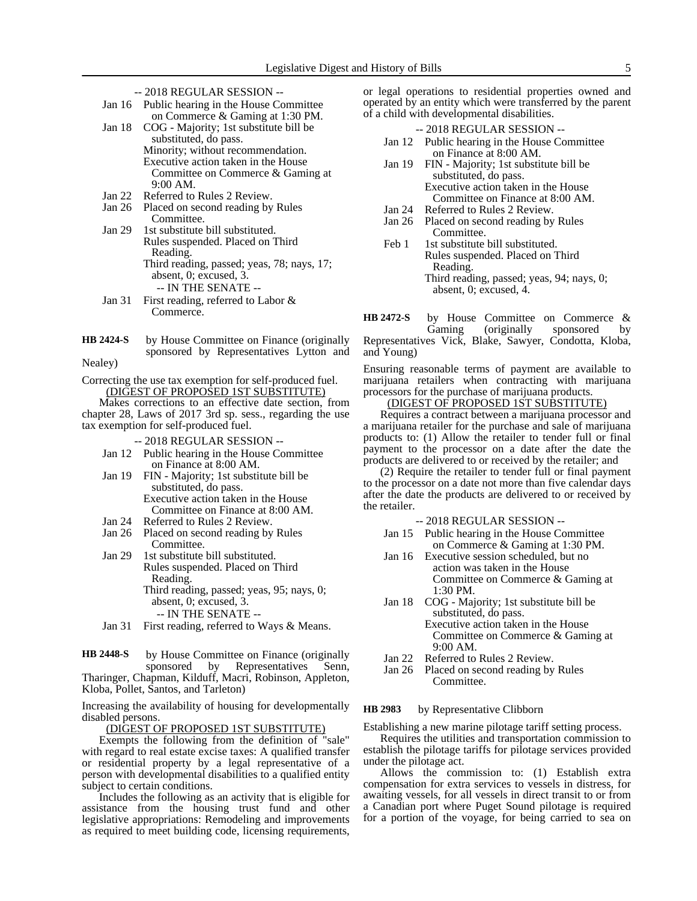-- 2018 REGULAR SESSION --

Jan 16 Public hearing in the House Committee on Commerce & Gaming at 1:30 PM.

Jan 18 COG - Majority; 1st substitute bill be substituted, do pass.
Minority; without recommendation.
Executive action taken in the House Committee on Commerce & Gaming at 9:00 AM.

Jan 22 Referred to Rules 2 Review.

Jan 26 Placed on second reading by Rules Committee.

Jan 29 1st substitute bill substituted.
Rules suspended. Placed on Third Reading.
Third reading, passed; yeas, 78; nays, 17; absent, 0; excused, 3.

-- IN THE SENATE --

Jan 31 First reading, referred to Labor & Commerce.

**HB 2424-S** by House Committee on Finance (originally sponsored by Representatives Lytton and Nealey)

Correcting the use tax exemption for self-produced fuel.

(DIGEST OF PROPOSED 1ST SUBSTITUTE)

Makes corrections to an effective date section, from chapter 28, Laws of 2017 3rd sp. sess., regarding the use tax exemption for self-produced fuel.

-- 2018 REGULAR SESSION --

Jan 12 Public hearing in the House Committee on Finance at 8:00 AM.

Jan 19 FIN - Majority; 1st substitute bill be substituted, do pass.
Executive action taken in the House Committee on Finance at 8:00 AM.

Jan 24 Referred to Rules 2 Review.

Jan 26 Placed on second reading by Rules Committee.

Jan 29 1st substitute bill substituted.
Rules suspended. Placed on Third Reading.
Third reading, passed; yeas, 95; nays, 0; absent, 0; excused, 3.

-- IN THE SENATE --

Jan 31 First reading, referred to Ways & Means.

**HB 2448-S** by House Committee on Finance (originally sponsored by Representatives Senn, Tharinger, Chapman, Kilduff, Macri, Robinson, Appleton, Kloba, Pollet, Santos, and Tarleton)

Increasing the availability of housing for developmentally disabled persons.

(DIGEST OF PROPOSED 1ST SUBSTITUTE)

Exempts the following from the definition of "sale" with regard to real estate excise taxes: A qualified transfer or residential property by a legal representative of a person with developmental disabilities to a qualified entity subject to certain conditions.

Includes the following as an activity that is eligible for assistance from the housing trust fund and other legislative appropriations: Remodeling and improvements as required to meet building code, licensing requirements, or legal operations to residential properties owned and operated by an entity which were transferred by the parent of a child with developmental disabilities.

-- 2018 REGULAR SESSION --

Jan 12 Public hearing in the House Committee on Finance at 8:00 AM.

Jan 19 FIN - Majority; 1st substitute bill be substituted, do pass.
Executive action taken in the House Committee on Finance at 8:00 AM.

Jan 24 Referred to Rules 2 Review.

Jan 26 Placed on second reading by Rules Committee.

Feb 1 1st substitute bill substituted.
Rules suspended. Placed on Third Reading.
Third reading, passed; yeas, 94; nays, 0; absent, 0; excused, 4.

**HB 2472-S** by House Committee on Commerce & Gaming (originally sponsored by Representatives Vick, Blake, Sawyer, Condotta, Kloba, and Young)

Ensuring reasonable terms of payment are available to marijuana retailers when contracting with marijuana processors for the purchase of marijuana products.

(DIGEST OF PROPOSED 1ST SUBSTITUTE)

Requires a contract between a marijuana processor and a marijuana retailer for the purchase and sale of marijuana products to: (1) Allow the retailer to tender full or final payment to the processor on a date after the date the products are delivered to or received by the retailer; and

(2) Require the retailer to tender full or final payment to the processor on a date not more than five calendar days after the date the products are delivered to or received by the retailer.

-- 2018 REGULAR SESSION --

Jan 15 Public hearing in the House Committee on Commerce & Gaming at 1:30 PM.

Jan 16 Executive session scheduled, but no action was taken in the House Committee on Commerce & Gaming at 1:30 PM.

Jan 18 COG - Majority; 1st substitute bill be substituted, do pass.
Executive action taken in the House Committee on Commerce & Gaming at 9:00 AM.

Jan 22 Referred to Rules 2 Review.

Jan 26 Placed on second reading by Rules Committee.

**HB 2983** by Representative Clibborn

Establishing a new marine pilotage tariff setting process.

Requires the utilities and transportation commission to establish the pilotage tariffs for pilotage services provided under the pilotage act.

Allows the commission to: (1) Establish extra compensation for extra services to vessels in distress, for awaiting vessels, for all vessels in direct transit to or from a Canadian port where Puget Sound pilotage is required for a portion of the voyage, for being carried to sea on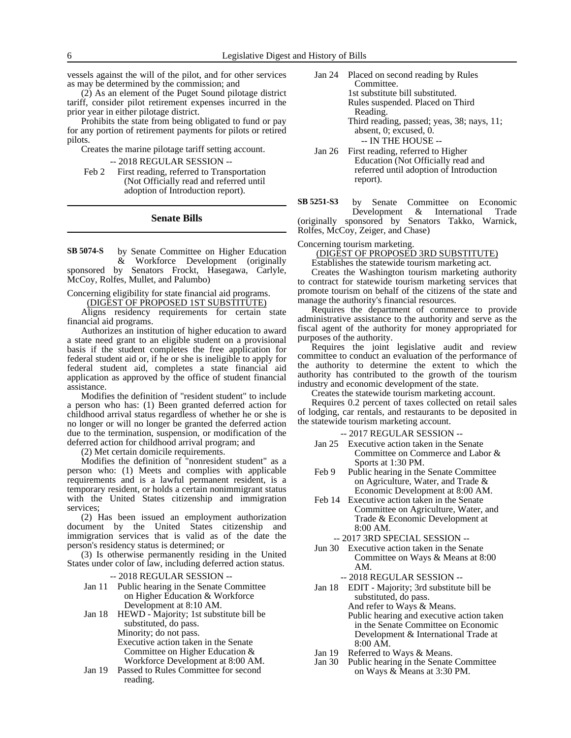vessels against the will of the pilot, and for other services as may be determined by the commission; and

(2) As an element of the Puget Sound pilotage district tariff, consider pilot retirement expenses incurred in the prior year in either pilotage district.

Prohibits the state from being obligated to fund or pay for any portion of retirement payments for pilots or retired pilots.

Creates the marine pilotage tariff setting account.

-- 2018 REGULAR SESSION --

Feb 2 First reading, referred to Transportation (Not Officially read and referred until adoption of Introduction report).

## Senate Bills

**SB 5074-S** by Senate Committee on Higher Education & Workforce Development (originally sponsored by Senators Frockt, Hasegawa, Carlyle, McCoy, Rolfes, Mullet, and Palumbo)

Concerning eligibility for state financial aid programs.

(DIGEST OF PROPOSED 1ST SUBSTITUTE)

Aligns residency requirements for certain state financial aid programs.

Authorizes an institution of higher education to award a state need grant to an eligible student on a provisional basis if the student completes the free application for federal student aid or, if he or she is ineligible to apply for federal student aid, completes a state financial aid application as approved by the office of student financial assistance.

Modifies the definition of "resident student" to include a person who has: (1) Been granted deferred action for childhood arrival status regardless of whether he or she is no longer or will no longer be granted the deferred action due to the termination, suspension, or modification of the deferred action for childhood arrival program; and

(2) Met certain domicile requirements.

Modifies the definition of "nonresident student" as a person who: (1) Meets and complies with applicable requirements and is a lawful permanent resident, is a temporary resident, or holds a certain nonimmigrant status with the United States citizenship and immigration services;

(2) Has been issued an employment authorization document by the United States citizenship and immigration services that is valid as of the date the person's residency status is determined; or

(3) Is otherwise permanently residing in the United States under color of law, including deferred action status.

-- 2018 REGULAR SESSION --

Jan 11 Public hearing in the Senate Committee on Higher Education & Workforce Development at 8:10 AM.

Jan 18 HEWD - Majority; 1st substitute bill be substituted, do pass.
Minority; do not pass.
Executive action taken in the Senate Committee on Higher Education & Workforce Development at 8:00 AM.

Jan 19 Passed to Rules Committee for second reading.

Jan 24 Placed on second reading by Rules Committee.
1st substitute bill substituted.
Rules suspended. Placed on Third Reading.
Third reading, passed; yeas, 38; nays, 11; absent, 0; excused, 0.

-- IN THE HOUSE --

Jan 26 First reading, referred to Higher Education (Not Officially read and referred until adoption of Introduction report).

**SB 5251-S3** by Senate Committee on Economic Development & International Trade (originally sponsored by Senators Takko, Warnick, Rolfes, McCoy, Zeiger, and Chase)

Concerning tourism marketing.

(DIGEST OF PROPOSED 3RD SUBSTITUTE)

Establishes the statewide tourism marketing act.

Creates the Washington tourism marketing authority to contract for statewide tourism marketing services that promote tourism on behalf of the citizens of the state and manage the authority's financial resources.

Requires the department of commerce to provide administrative assistance to the authority and serve as the fiscal agent of the authority for money appropriated for purposes of the authority.

Requires the joint legislative audit and review committee to conduct an evaluation of the performance of the authority to determine the extent to which the authority has contributed to the growth of the tourism industry and economic development of the state.

Creates the statewide tourism marketing account.

Requires 0.2 percent of taxes collected on retail sales of lodging, car rentals, and restaurants to be deposited in the statewide tourism marketing account.

-- 2017 REGULAR SESSION --

Jan 25 Executive action taken in the Senate Committee on Commerce and Labor & Sports at 1:30 PM.

Feb 9 Public hearing in the Senate Committee on Agriculture, Water, and Trade & Economic Development at 8:00 AM.

Feb 14 Executive action taken in the Senate Committee on Agriculture, Water, and Trade & Economic Development at 8:00 AM.

-- 2017 3RD SPECIAL SESSION --

Jun 30 Executive action taken in the Senate Committee on Ways & Means at 8:00 AM.

-- 2018 REGULAR SESSION --

Jan 18 EDIT - Majority; 3rd substitute bill be substituted, do pass.
And refer to Ways & Means.
Public hearing and executive action taken in the Senate Committee on Economic Development & International Trade at 8:00 AM.

Jan 19 Referred to Ways & Means.

Jan 30 Public hearing in the Senate Committee on Ways & Means at 3:30 PM.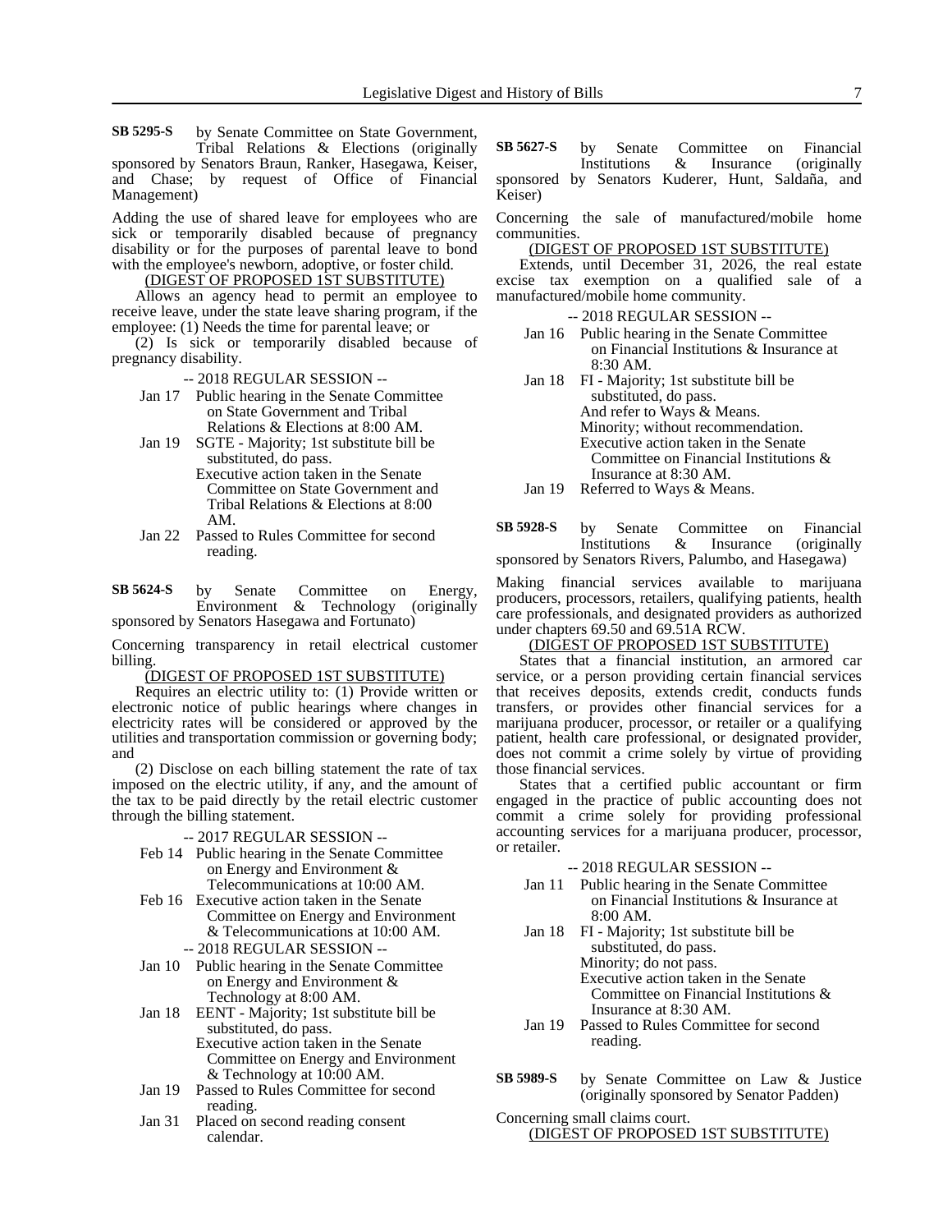**SB 5295-S** by Senate Committee on State Government, Tribal Relations & Elections (originally sponsored by Senators Braun, Ranker, Hasegawa, Keiser, and Chase; by request of Office of Financial Management)

Adding the use of shared leave for employees who are sick or temporarily disabled because of pregnancy disability or for the purposes of parental leave to bond with the employee's newborn, adoptive, or foster child.

(DIGEST OF PROPOSED 1ST SUBSTITUTE)

Allows an agency head to permit an employee to receive leave, under the state leave sharing program, if the employee: (1) Needs the time for parental leave; or

(2) Is sick or temporarily disabled because of pregnancy disability.

-- 2018 REGULAR SESSION --

Jan 17 Public hearing in the Senate Committee on State Government and Tribal Relations & Elections at 8:00 AM.

Jan 19 SGTE - Majority; 1st substitute bill be substituted, do pass.
Executive action taken in the Senate Committee on State Government and Tribal Relations & Elections at 8:00 AM.

Jan 22 Passed to Rules Committee for second reading.

**SB 5624-S** by Senate Committee on Energy, Environment & Technology (originally sponsored by Senators Hasegawa and Fortunato)

Concerning transparency in retail electrical customer billing.

(DIGEST OF PROPOSED 1ST SUBSTITUTE)

Requires an electric utility to: (1) Provide written or electronic notice of public hearings where changes in electricity rates will be considered or approved by the utilities and transportation commission or governing body; and

(2) Disclose on each billing statement the rate of tax imposed on the electric utility, if any, and the amount of the tax to be paid directly by the retail electric customer through the billing statement.

-- 2017 REGULAR SESSION --

Feb 14 Public hearing in the Senate Committee on Energy and Environment & Telecommunications at 10:00 AM.

Feb 16 Executive action taken in the Senate Committee on Energy and Environment & Telecommunications at 10:00 AM.

-- 2018 REGULAR SESSION --

Jan 10 Public hearing in the Senate Committee on Energy and Environment & Technology at 8:00 AM.

Jan 18 EENT - Majority; 1st substitute bill be substituted, do pass.
Executive action taken in the Senate Committee on Energy and Environment & Technology at 10:00 AM.

Jan 19 Passed to Rules Committee for second reading.

Jan 31 Placed on second reading consent calendar.

**SB 5627-S** by Senate Committee on Financial Institutions & Insurance (originally sponsored by Senators Kuderer, Hunt, Saldaña, and Keiser)

Concerning the sale of manufactured/mobile home communities.

(DIGEST OF PROPOSED 1ST SUBSTITUTE)

Extends, until December 31, 2026, the real estate excise tax exemption on a qualified sale of a manufactured/mobile home community.

-- 2018 REGULAR SESSION --

Jan 16 Public hearing in the Senate Committee on Financial Institutions & Insurance at 8:30 AM.

Jan 18 FI - Majority; 1st substitute bill be substituted, do pass.
And refer to Ways & Means.
Minority; without recommendation.
Executive action taken in the Senate Committee on Financial Institutions & Insurance at 8:30 AM.

Jan 19 Referred to Ways & Means.

**SB 5928-S** by Senate Committee on Financial Institutions & Insurance (originally sponsored by Senators Rivers, Palumbo, and Hasegawa)

Making financial services available to marijuana producers, processors, retailers, qualifying patients, health care professionals, and designated providers as authorized under chapters 69.50 and 69.51A RCW.

(DIGEST OF PROPOSED 1ST SUBSTITUTE)

States that a financial institution, an armored car service, or a person providing certain financial services that receives deposits, extends credit, conducts funds transfers, or provides other financial services for a marijuana producer, processor, or retailer or a qualifying patient, health care professional, or designated provider, does not commit a crime solely by virtue of providing those financial services.

States that a certified public accountant or firm engaged in the practice of public accounting does not commit a crime solely for providing professional accounting services for a marijuana producer, processor, or retailer.

-- 2018 REGULAR SESSION --

Jan 11 Public hearing in the Senate Committee on Financial Institutions & Insurance at 8:00 AM.

Jan 18 FI - Majority; 1st substitute bill be substituted, do pass.
Minority; do not pass.
Executive action taken in the Senate Committee on Financial Institutions & Insurance at 8:30 AM.

Jan 19 Passed to Rules Committee for second reading.

**SB 5989-S** by Senate Committee on Law & Justice (originally sponsored by Senator Padden)

Concerning small claims court.

(DIGEST OF PROPOSED 1ST SUBSTITUTE)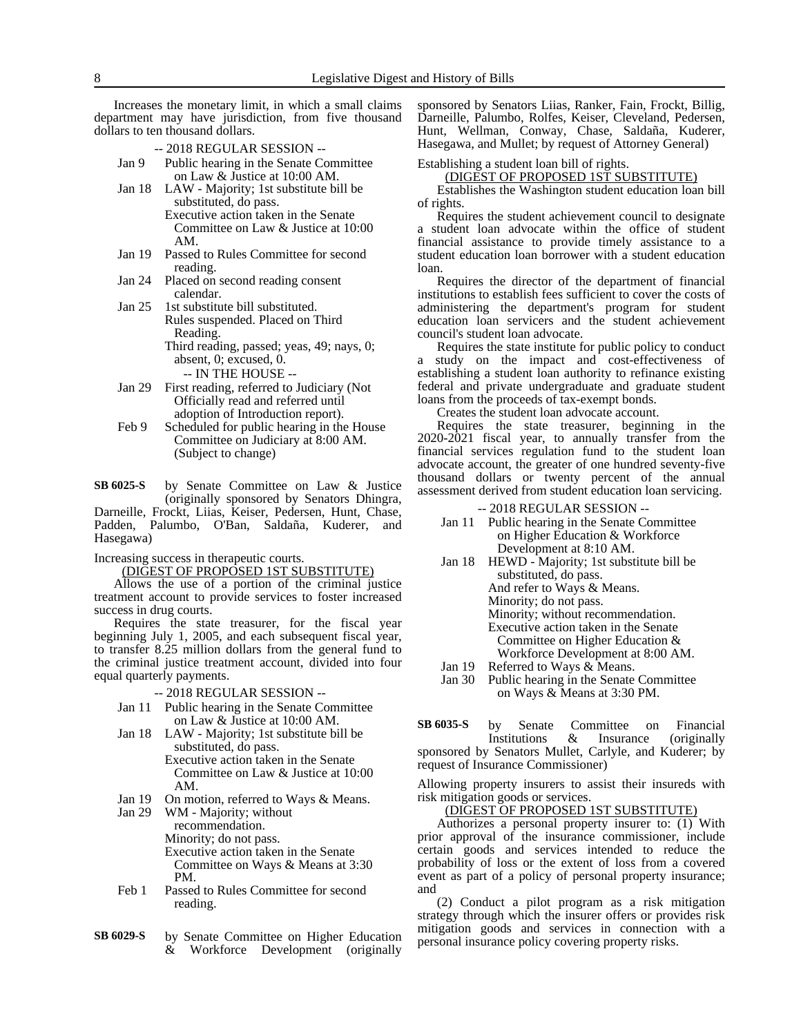Increases the monetary limit, in which a small claims department may have jurisdiction, from five thousand dollars to ten thousand dollars.

-- 2018 REGULAR SESSION --

- Jan 9 Public hearing in the Senate Committee on Law & Justice at 10:00 AM.
- Jan 18 LAW - Majority; 1st substitute bill be substituted, do pass.
  Executive action taken in the Senate Committee on Law & Justice at 10:00 AM.
- Jan 19 Passed to Rules Committee for second reading.
- Jan 24 Placed on second reading consent calendar.
- Jan 25 1st substitute bill substituted.
  Rules suspended. Placed on Third Reading.
  Third reading, passed; yeas, 49; nays, 0; absent, 0; excused, 0.
  -- IN THE HOUSE --
- Jan 29 First reading, referred to Judiciary (Not Officially read and referred until adoption of Introduction report).
- Feb 9 Scheduled for public hearing in the House Committee on Judiciary at 8:00 AM. (Subject to change)

**SB 6025-S** by Senate Committee on Law & Justice (originally sponsored by Senators Dhingra, Darneille, Frockt, Liias, Keiser, Pedersen, Hunt, Chase, Padden, Palumbo, O'Ban, Saldaña, Kuderer, and Hasegawa)

Increasing success in therapeutic courts.

(DIGEST OF PROPOSED 1ST SUBSTITUTE)

Allows the use of a portion of the criminal justice treatment account to provide services to foster increased success in drug courts.

Requires the state treasurer, for the fiscal year beginning July 1, 2005, and each subsequent fiscal year, to transfer 8.25 million dollars from the general fund to the criminal justice treatment account, divided into four equal quarterly payments.

-- 2018 REGULAR SESSION --

- Jan 11 Public hearing in the Senate Committee on Law & Justice at 10:00 AM.
- Jan 18 LAW - Majority; 1st substitute bill be substituted, do pass.
  Executive action taken in the Senate Committee on Law & Justice at 10:00 AM.
- Jan 19 On motion, referred to Ways & Means.
- Jan 29 WM - Majority; without recommendation.
  Minority; do not pass.
  Executive action taken in the Senate Committee on Ways & Means at 3:30 PM.
- Feb 1 Passed to Rules Committee for second reading.

**SB 6029-S** by Senate Committee on Higher Education & Workforce Development (originally sponsored by Senators Liias, Ranker, Fain, Frockt, Billig, Darneille, Palumbo, Rolfes, Keiser, Cleveland, Pedersen, Hunt, Wellman, Conway, Chase, Saldaña, Kuderer, Hasegawa, and Mullet; by request of Attorney General)

Establishing a student loan bill of rights.

(DIGEST OF PROPOSED 1ST SUBSTITUTE)

Establishes the Washington student education loan bill of rights.

Requires the student achievement council to designate a student loan advocate within the office of student financial assistance to provide timely assistance to a student education loan borrower with a student education loan.

Requires the director of the department of financial institutions to establish fees sufficient to cover the costs of administering the department's program for student education loan servicers and the student achievement council's student loan advocate.

Requires the state institute for public policy to conduct a study on the impact and cost-effectiveness of establishing a student loan authority to refinance existing federal and private undergraduate and graduate student loans from the proceeds of tax-exempt bonds.

Creates the student loan advocate account.

Requires the state treasurer, beginning in the 2020-2021 fiscal year, to annually transfer from the financial services regulation fund to the student loan advocate account, the greater of one hundred seventy-five thousand dollars or twenty percent of the annual assessment derived from student education loan servicing.

-- 2018 REGULAR SESSION --

- Jan 11 Public hearing in the Senate Committee on Higher Education & Workforce Development at 8:10 AM.
- Jan 18 HEWD - Majority; 1st substitute bill be substituted, do pass.
  And refer to Ways & Means.
  Minority; do not pass.
  Minority; without recommendation.
  Executive action taken in the Senate Committee on Higher Education & Workforce Development at 8:00 AM.
- Jan 19 Referred to Ways & Means.
- Jan 30 Public hearing in the Senate Committee on Ways & Means at 3:30 PM.

**SB 6035-S** by Senate Committee on Financial Institutions & Insurance (originally sponsored by Senators Mullet, Carlyle, and Kuderer; by request of Insurance Commissioner)

Allowing property insurers to assist their insureds with risk mitigation goods or services.

(DIGEST OF PROPOSED 1ST SUBSTITUTE)

Authorizes a personal property insurer to: (1) With prior approval of the insurance commissioner, include certain goods and services intended to reduce the probability of loss or the extent of loss from a covered event as part of a policy of personal property insurance; and

(2) Conduct a pilot program as a risk mitigation strategy through which the insurer offers or provides risk mitigation goods and services in connection with a personal insurance policy covering property risks.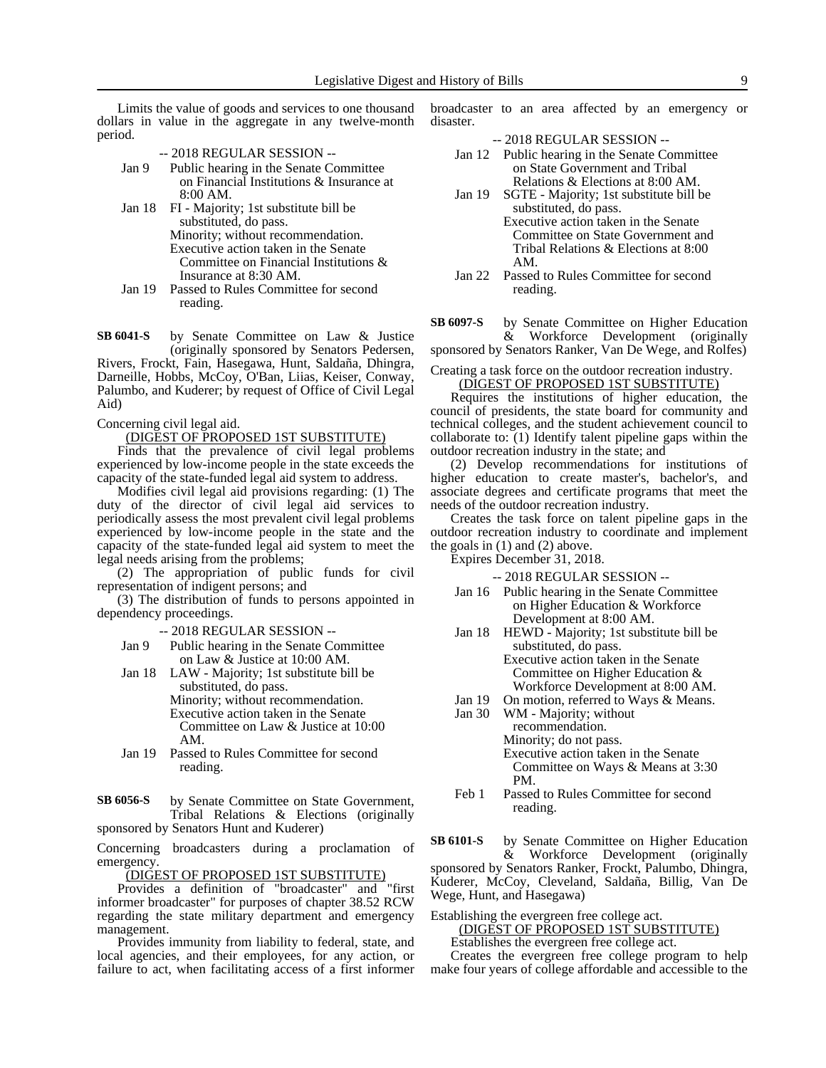Limits the value of goods and services to one thousand dollars in value in the aggregate in any twelve-month period.

-- 2018 REGULAR SESSION --

Jan 9 Public hearing in the Senate Committee on Financial Institutions & Insurance at 8:00 AM.

Jan 18 FI - Majority; 1st substitute bill be substituted, do pass.
Minority; without recommendation.
Executive action taken in the Senate Committee on Financial Institutions & Insurance at 8:30 AM.

Jan 19 Passed to Rules Committee for second reading.

**SB 6041-S** by Senate Committee on Law & Justice (originally sponsored by Senators Pedersen, Rivers, Frockt, Fain, Hasegawa, Hunt, Saldaña, Dhingra, Darneille, Hobbs, McCoy, O'Ban, Liias, Keiser, Conway, Palumbo, and Kuderer; by request of Office of Civil Legal Aid)

Concerning civil legal aid.

(DIGEST OF PROPOSED 1ST SUBSTITUTE)

Finds that the prevalence of civil legal problems experienced by low-income people in the state exceeds the capacity of the state-funded legal aid system to address.

Modifies civil legal aid provisions regarding: (1) The duty of the director of civil legal aid services to periodically assess the most prevalent civil legal problems experienced by low-income people in the state and the capacity of the state-funded legal aid system to meet the legal needs arising from the problems;

(2) The appropriation of public funds for civil representation of indigent persons; and

(3) The distribution of funds to persons appointed in dependency proceedings.

-- 2018 REGULAR SESSION --

Jan 9 Public hearing in the Senate Committee on Law & Justice at 10:00 AM.

Jan 18 LAW - Majority; 1st substitute bill be substituted, do pass.
Minority; without recommendation.
Executive action taken in the Senate Committee on Law & Justice at 10:00 AM.

Jan 19 Passed to Rules Committee for second reading.

**SB 6056-S** by Senate Committee on State Government, Tribal Relations & Elections (originally sponsored by Senators Hunt and Kuderer)

Concerning broadcasters during a proclamation of emergency.

(DIGEST OF PROPOSED 1ST SUBSTITUTE)

Provides a definition of "broadcaster" and "first informer broadcaster" for purposes of chapter 38.52 RCW regarding the state military department and emergency management.

Provides immunity from liability to federal, state, and local agencies, and their employees, for any action, or failure to act, when facilitating access of a first informer broadcaster to an area affected by an emergency or disaster.

-- 2018 REGULAR SESSION --

Jan 12 Public hearing in the Senate Committee on State Government and Tribal Relations & Elections at 8:00 AM.

Jan 19 SGTE - Majority; 1st substitute bill be substituted, do pass.
Executive action taken in the Senate Committee on State Government and Tribal Relations & Elections at 8:00 AM.

Jan 22 Passed to Rules Committee for second reading.

**SB 6097-S** by Senate Committee on Higher Education & Workforce Development (originally sponsored by Senators Ranker, Van De Wege, and Rolfes)

Creating a task force on the outdoor recreation industry.

(DIGEST OF PROPOSED 1ST SUBSTITUTE)

Requires the institutions of higher education, the council of presidents, the state board for community and technical colleges, and the student achievement council to collaborate to: (1) Identify talent pipeline gaps within the outdoor recreation industry in the state; and

(2) Develop recommendations for institutions of higher education to create master's, bachelor's, and associate degrees and certificate programs that meet the needs of the outdoor recreation industry.

Creates the task force on talent pipeline gaps in the outdoor recreation industry to coordinate and implement the goals in (1) and (2) above.

Expires December 31, 2018.

-- 2018 REGULAR SESSION --

Jan 16 Public hearing in the Senate Committee on Higher Education & Workforce Development at 8:00 AM.

Jan 18 HEWD - Majority; 1st substitute bill be substituted, do pass.
Executive action taken in the Senate Committee on Higher Education & Workforce Development at 8:00 AM.

Jan 19 On motion, referred to Ways & Means.

Jan 30 WM - Majority; without recommendation.
Minority; do not pass.
Executive action taken in the Senate Committee on Ways & Means at 3:30 PM.

Feb 1 Passed to Rules Committee for second reading.

**SB 6101-S** by Senate Committee on Higher Education & Workforce Development (originally sponsored by Senators Ranker, Frockt, Palumbo, Dhingra, Kuderer, McCoy, Cleveland, Saldaña, Billig, Van De Wege, Hunt, and Hasegawa)

Establishing the evergreen free college act.

(DIGEST OF PROPOSED 1ST SUBSTITUTE)

Establishes the evergreen free college act.

Creates the evergreen free college program to help make four years of college affordable and accessible to the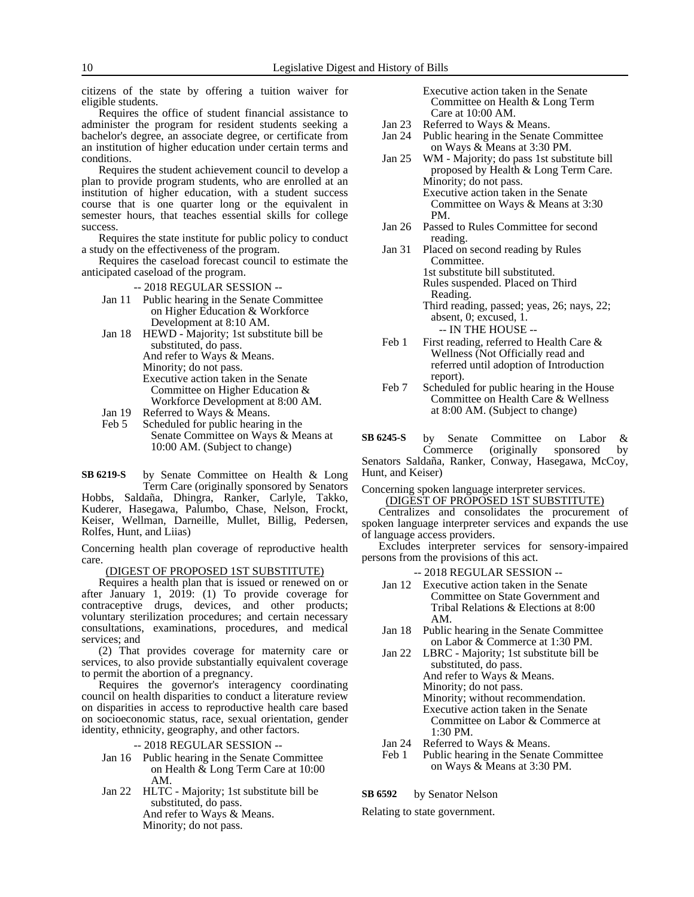citizens of the state by offering a tuition waiver for eligible students.

Requires the office of student financial assistance to administer the program for resident students seeking a bachelor's degree, an associate degree, or certificate from an institution of higher education under certain terms and conditions.

Requires the student achievement council to develop a plan to provide program students, who are enrolled at an institution of higher education, with a student success course that is one quarter long or the equivalent in semester hours, that teaches essential skills for college success.

Requires the state institute for public policy to conduct a study on the effectiveness of the program.

Requires the caseload forecast council to estimate the anticipated caseload of the program.

-- 2018 REGULAR SESSION --

Jan 11 Public hearing in the Senate Committee on Higher Education & Workforce Development at 8:10 AM.

Jan 18 HEWD - Majority; 1st substitute bill be substituted, do pass.
And refer to Ways & Means.
Minority; do not pass.
Executive action taken in the Senate Committee on Higher Education & Workforce Development at 8:00 AM.

Jan 19 Referred to Ways & Means.

Feb 5 Scheduled for public hearing in the Senate Committee on Ways & Means at 10:00 AM. (Subject to change)

**SB 6219-S** by Senate Committee on Health & Long Term Care (originally sponsored by Senators Hobbs, Saldaña, Dhingra, Ranker, Carlyle, Takko, Kuderer, Hasegawa, Palumbo, Chase, Nelson, Frockt, Keiser, Wellman, Darneille, Mullet, Billig, Pedersen, Rolfes, Hunt, and Liias)

Concerning health plan coverage of reproductive health care.

(DIGEST OF PROPOSED 1ST SUBSTITUTE)

Requires a health plan that is issued or renewed on or after January 1, 2019: (1) To provide coverage for contraceptive drugs, devices, and other products; voluntary sterilization procedures; and certain necessary consultations, examinations, procedures, and medical services; and

(2) That provides coverage for maternity care or services, to also provide substantially equivalent coverage to permit the abortion of a pregnancy.

Requires the governor's interagency coordinating council on health disparities to conduct a literature review on disparities in access to reproductive health care based on socioeconomic status, race, sexual orientation, gender identity, ethnicity, geography, and other factors.

-- 2018 REGULAR SESSION --

Jan 16 Public hearing in the Senate Committee on Health & Long Term Care at 10:00 AM.

Jan 22 HLTC - Majority; 1st substitute bill be substituted, do pass.
And refer to Ways & Means.
Minority; do not pass.
Executive action taken in the Senate Committee on Health & Long Term Care at 10:00 AM.

Jan 23 Referred to Ways & Means.

Jan 24 Public hearing in the Senate Committee on Ways & Means at 3:30 PM.

Jan 25 WM - Majority; do pass 1st substitute bill proposed by Health & Long Term Care.
Minority; do not pass.
Executive action taken in the Senate Committee on Ways & Means at 3:30 PM.

Jan 26 Passed to Rules Committee for second reading.

Jan 31 Placed on second reading by Rules Committee.
1st substitute bill substituted.
Rules suspended. Placed on Third Reading.
Third reading, passed; yeas, 26; nays, 22; absent, 0; excused, 1.

-- IN THE HOUSE --

Feb 1 First reading, referred to Health Care & Wellness (Not Officially read and referred until adoption of Introduction report).

Feb 7 Scheduled for public hearing in the House Committee on Health Care & Wellness at 8:00 AM. (Subject to change)

**SB 6245-S** by Senate Committee on Labor & Commerce (originally sponsored by Senators Saldaña, Ranker, Conway, Hasegawa, McCoy, Hunt, and Keiser)

Concerning spoken language interpreter services.

(DIGEST OF PROPOSED 1ST SUBSTITUTE)

Centralizes and consolidates the procurement of spoken language interpreter services and expands the use of language access providers.

Excludes interpreter services for sensory-impaired persons from the provisions of this act.

-- 2018 REGULAR SESSION --

Jan 12 Executive action taken in the Senate Committee on State Government and Tribal Relations & Elections at 8:00 AM.

Jan 18 Public hearing in the Senate Committee on Labor & Commerce at 1:30 PM.

Jan 22 LBRC - Majority; 1st substitute bill be substituted, do pass.
And refer to Ways & Means.
Minority; do not pass.
Minority; without recommendation.
Executive action taken in the Senate Committee on Labor & Commerce at 1:30 PM.

Jan 24 Referred to Ways & Means.

Feb 1 Public hearing in the Senate Committee on Ways & Means at 3:30 PM.

**SB 6592** by Senator Nelson

Relating to state government.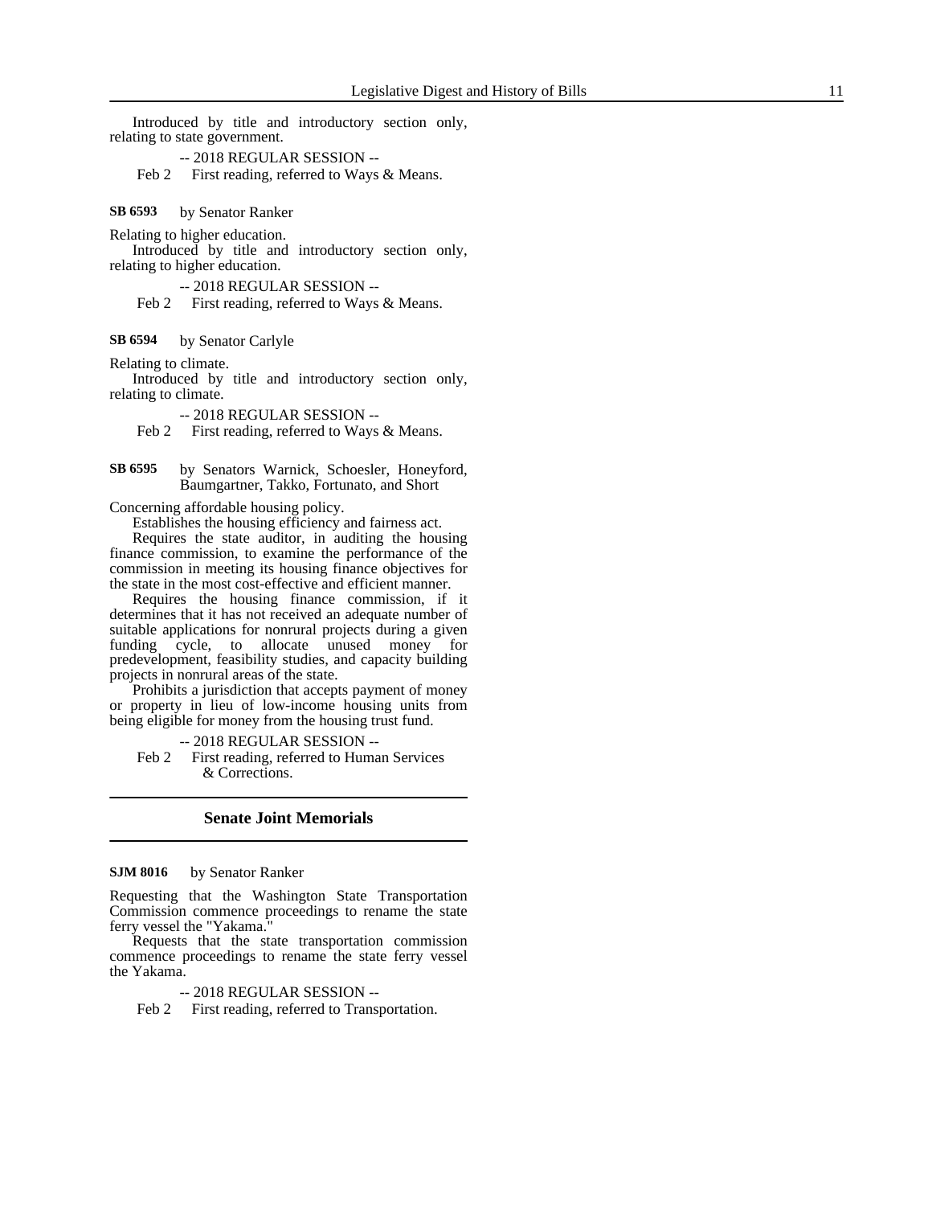Introduced by title and introductory section only, relating to state government.

-- 2018 REGULAR SESSION --

Feb 2 First reading, referred to Ways & Means.

**SB 6593** by Senator Ranker

Relating to higher education.

Introduced by title and introductory section only, relating to higher education.

-- 2018 REGULAR SESSION --

Feb 2 First reading, referred to Ways & Means.

**SB 6594** by Senator Carlyle

Relating to climate.

Introduced by title and introductory section only, relating to climate.

-- 2018 REGULAR SESSION --

Feb 2 First reading, referred to Ways & Means.

**SB 6595** by Senators Warnick, Schoesler, Honeyford, Baumgartner, Takko, Fortunato, and Short

Concerning affordable housing policy.

Establishes the housing efficiency and fairness act.

Requires the state auditor, in auditing the housing finance commission, to examine the performance of the commission in meeting its housing finance objectives for the state in the most cost-effective and efficient manner.

Requires the housing finance commission, if it determines that it has not received an adequate number of suitable applications for nonrural projects during a given funding cycle, to allocate unused money for predevelopment, feasibility studies, and capacity building projects in nonrural areas of the state.

Prohibits a jurisdiction that accepts payment of money or property in lieu of low-income housing units from being eligible for money from the housing trust fund.

-- 2018 REGULAR SESSION --

Feb 2 First reading, referred to Human Services & Corrections.

## Senate Joint Memorials

**SJM 8016** by Senator Ranker

Requesting that the Washington State Transportation Commission commence proceedings to rename the state ferry vessel the "Yakama."

Requests that the state transportation commission commence proceedings to rename the state ferry vessel the Yakama.

-- 2018 REGULAR SESSION --

Feb 2 First reading, referred to Transportation.